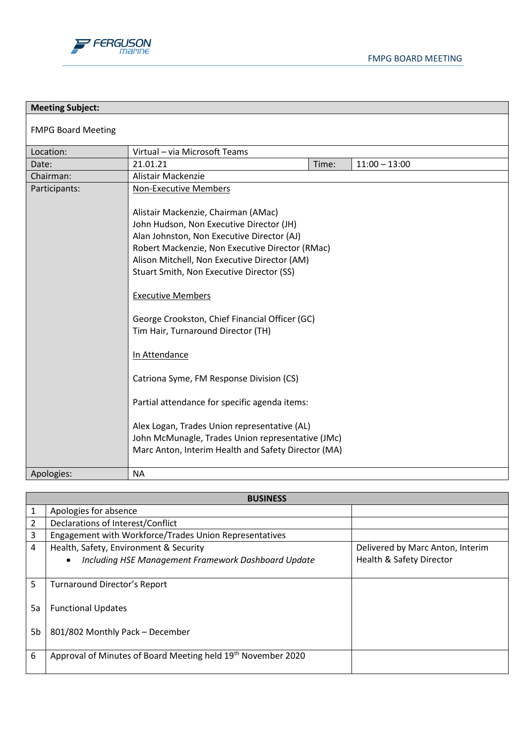FMPG BOARD MEETING

| **Meeting Subject:** | | | |
|---|---|---|---|
| FMPG Board Meeting | | | |
| Location: | Virtual – via Microsoft Teams | | |
| Date: | 21.01.21 | Time: | 11:00 – 13:00 |
| Chairman: | Alistair Mackenzie | | |
| Participants: | Non-Executive Members<br><br>Alistair Mackenzie, Chairman (AMac)<br>John Hudson, Non Executive Director (JH)<br>Alan Johnston, Non Executive Director (AJ)<br>Robert Mackenzie, Non Executive Director (RMac)<br>Alison Mitchell, Non Executive Director (AM)<br>Stuart Smith, Non Executive Director (SS)<br><br>Executive Members<br><br>George Crookston, Chief Financial Officer (GC)<br>Tim Hair, Turnaround Director (TH)<br><br>In Attendance<br><br>Catriona Syme, FM Response Division (CS)<br><br>Partial attendance for specific agenda items:<br><br>Alex Logan, Trades Union representative (AL)<br>John McMunagle, Trades Union representative (JMc)<br>Marc Anton, Interim Health and Safety Director (MA) | | |
| Apologies: | NA | | |

| **BUSINESS** | | |
|---|---|---|
| 1 | Apologies for absence | |
| 2 | Declarations of Interest/Conflict | |
| 3 | Engagement with Workforce/Trades Union Representatives | |
| 4 | Health, Safety, Environment & Security<br>• *Including HSE Management Framework Dashboard Update* | Delivered by Marc Anton, Interim Health & Safety Director |
| 5 | Turnaround Director's Report | |
| 5a | Functional Updates | |
| 5b | 801/802 Monthly Pack – December | |
| 6 | Approval of Minutes of Board Meeting held 19th November 2020 | |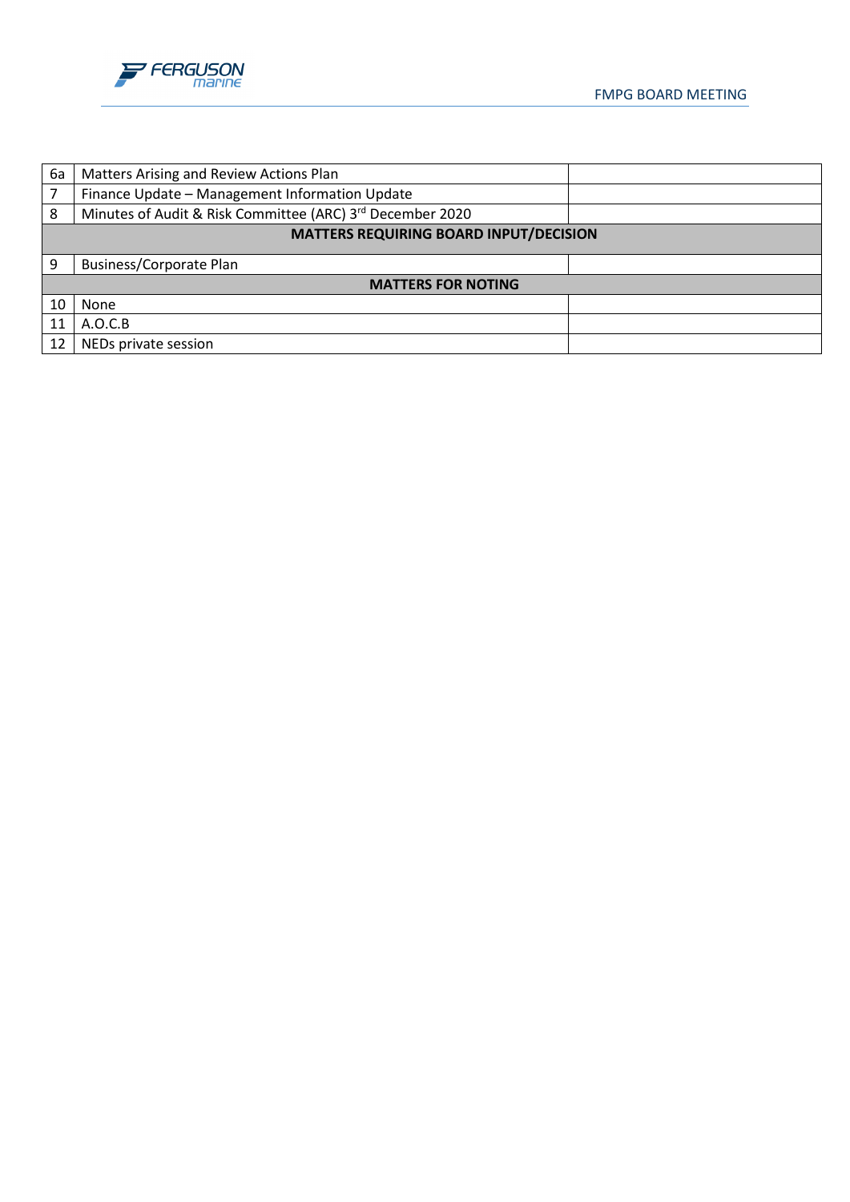| | | |
|---|---|---|
| 6a | Matters Arising and Review Actions Plan | |
| 7 | Finance Update – Management Information Update | |
| 8 | Minutes of Audit & Risk Committee (ARC) 3rd December 2020 | |
| **MATTERS REQUIRING BOARD INPUT/DECISION** | | |
| 9 | Business/Corporate Plan | |
| **MATTERS FOR NOTING** | | |
| 10 | None | |
| 11 | A.O.C.B | |
| 12 | NEDs private session | |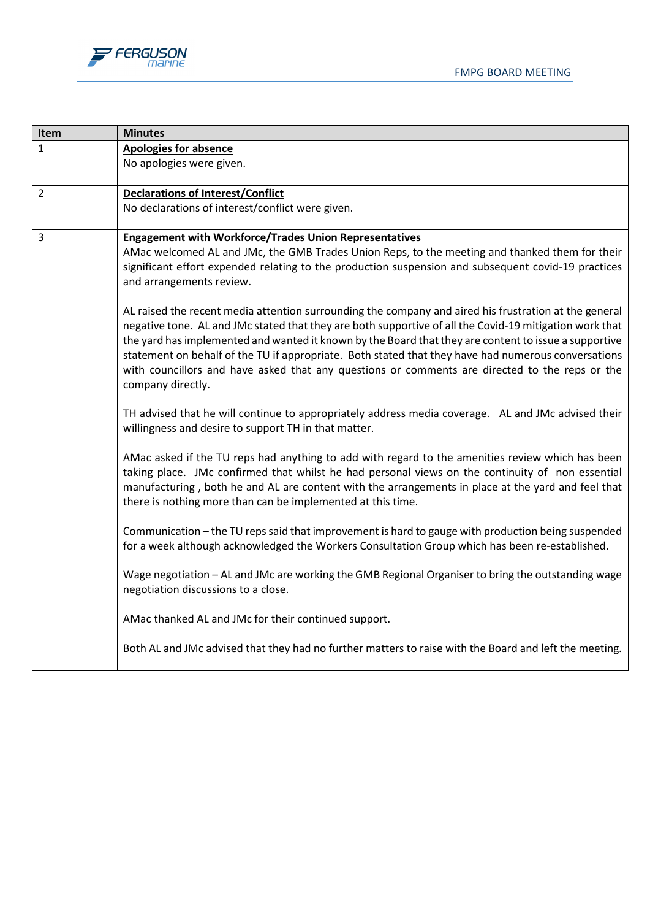| Item | Minutes |
| --- | --- |
| 1 | **Apologies for absence**<br>No apologies were given. |
| 2 | **Declarations of Interest/Conflict**<br>No declarations of interest/conflict were given. |
| 3 | **Engagement with Workforce/Trades Union Representatives**<br>AMac welcomed AL and JMc, the GMB Trades Union Reps, to the meeting and thanked them for their significant effort expended relating to the production suspension and subsequent covid-19 practices and arrangements review.<br><br>AL raised the recent media attention surrounding the company and aired his frustration at the general negative tone. AL and JMc stated that they are both supportive of all the Covid-19 mitigation work that the yard has implemented and wanted it known by the Board that they are content to issue a supportive statement on behalf of the TU if appropriate. Both stated that they have had numerous conversations with councillors and have asked that any questions or comments are directed to the reps or the company directly.<br><br>TH advised that he will continue to appropriately address media coverage. AL and JMc advised their willingness and desire to support TH in that matter.<br><br>AMac asked if the TU reps had anything to add with regard to the amenities review which has been taking place. JMc confirmed that whilst he had personal views on the continuity of non essential manufacturing , both he and AL are content with the arrangements in place at the yard and feel that there is nothing more than can be implemented at this time.<br><br>Communication – the TU reps said that improvement is hard to gauge with production being suspended for a week although acknowledged the Workers Consultation Group which has been re-established.<br><br>Wage negotiation – AL and JMc are working the GMB Regional Organiser to bring the outstanding wage negotiation discussions to a close.<br><br>AMac thanked AL and JMc for their continued support.<br><br>Both AL and JMc advised that they had no further matters to raise with the Board and left the meeting. |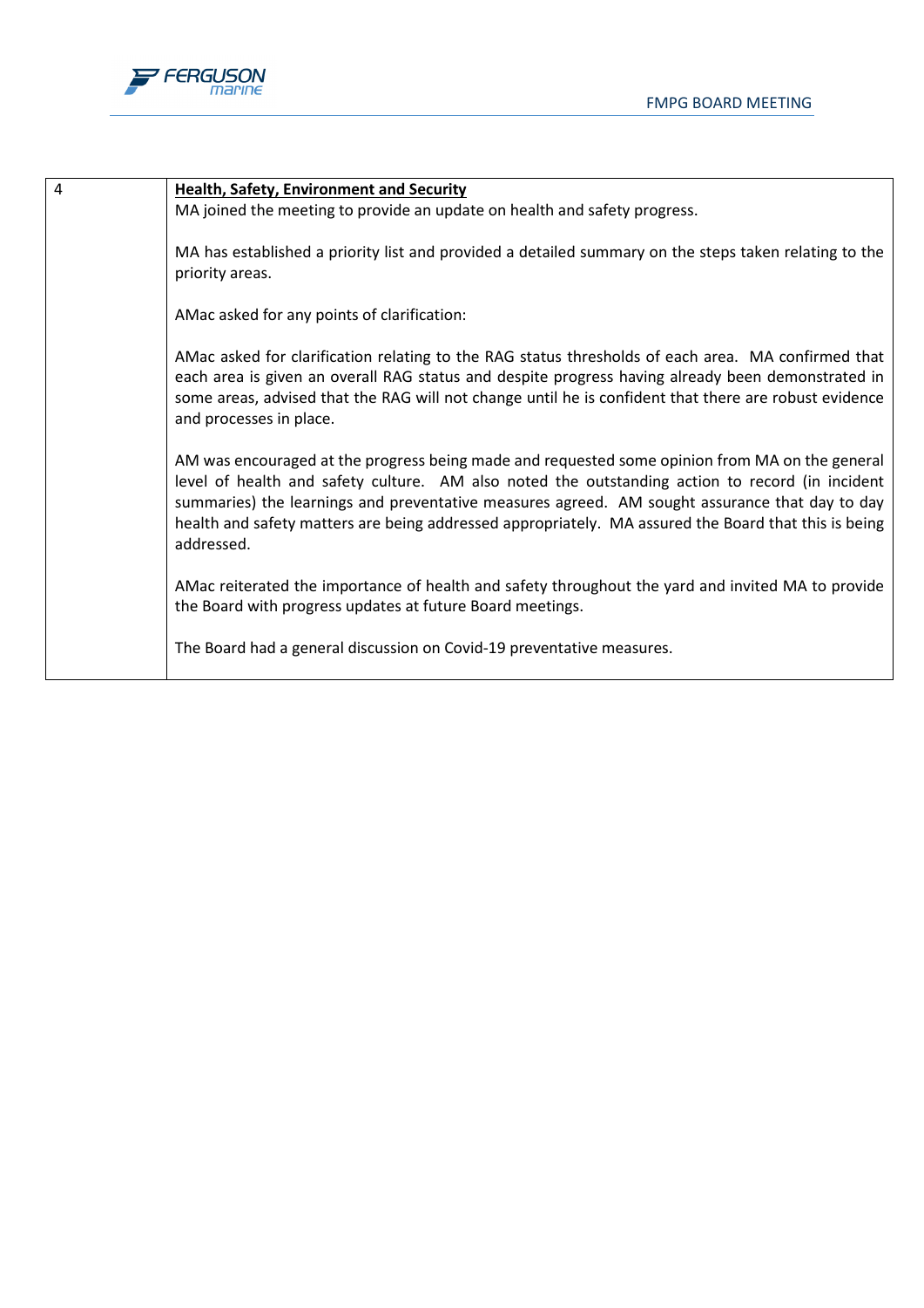| 4 | **Health, Safety, Environment and Security**<br>MA joined the meeting to provide an update on health and safety progress.<br><br>MA has established a priority list and provided a detailed summary on the steps taken relating to the priority areas.<br><br>AMac asked for any points of clarification:<br><br>AMac asked for clarification relating to the RAG status thresholds of each area. MA confirmed that each area is given an overall RAG status and despite progress having already been demonstrated in some areas, advised that the RAG will not change until he is confident that there are robust evidence and processes in place.<br><br>AM was encouraged at the progress being made and requested some opinion from MA on the general level of health and safety culture. AM also noted the outstanding action to record (in incident summaries) the learnings and preventative measures agreed. AM sought assurance that day to day health and safety matters are being addressed appropriately. MA assured the Board that this is being addressed.<br><br>AMac reiterated the importance of health and safety throughout the yard and invited MA to provide the Board with progress updates at future Board meetings.<br><br>The Board had a general discussion on Covid-19 preventative measures. |
|---|---|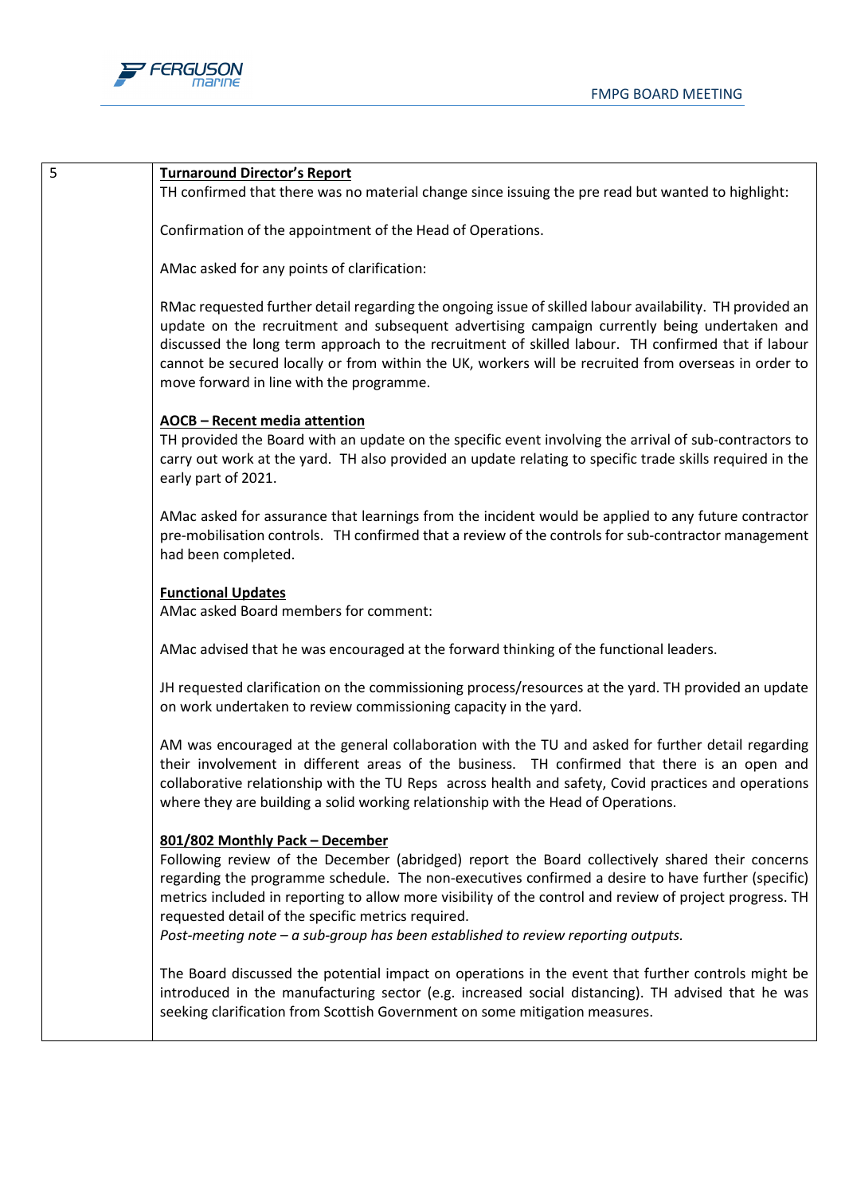| | |
|---|---|
| 5 | **Turnaround Director's Report**<br>TH confirmed that there was no material change since issuing the pre read but wanted to highlight:<br><br>Confirmation of the appointment of the Head of Operations.<br><br>AMac asked for any points of clarification:<br><br>RMac requested further detail regarding the ongoing issue of skilled labour availability. TH provided an update on the recruitment and subsequent advertising campaign currently being undertaken and discussed the long term approach to the recruitment of skilled labour. TH confirmed that if labour cannot be secured locally or from within the UK, workers will be recruited from overseas in order to move forward in line with the programme.<br><br>**AOCB – Recent media attention**<br>TH provided the Board with an update on the specific event involving the arrival of sub-contractors to carry out work at the yard. TH also provided an update relating to specific trade skills required in the early part of 2021.<br><br>AMac asked for assurance that learnings from the incident would be applied to any future contractor pre-mobilisation controls. TH confirmed that a review of the controls for sub-contractor management had been completed.<br><br>**Functional Updates**<br>AMac asked Board members for comment:<br><br>AMac advised that he was encouraged at the forward thinking of the functional leaders.<br><br>JH requested clarification on the commissioning process/resources at the yard. TH provided an update on work undertaken to review commissioning capacity in the yard.<br><br>AM was encouraged at the general collaboration with the TU and asked for further detail regarding their involvement in different areas of the business. TH confirmed that there is an open and collaborative relationship with the TU Reps across health and safety, Covid practices and operations where they are building a solid working relationship with the Head of Operations.<br><br>**801/802 Monthly Pack – December**<br>Following review of the December (abridged) report the Board collectively shared their concerns regarding the programme schedule. The non-executives confirmed a desire to have further (specific) metrics included in reporting to allow more visibility of the control and review of project progress. TH requested detail of the specific metrics required.<br>*Post-meeting note – a sub-group has been established to review reporting outputs.*<br><br>The Board discussed the potential impact on operations in the event that further controls might be introduced in the manufacturing sector (e.g. increased social distancing). TH advised that he was seeking clarification from Scottish Government on some mitigation measures. |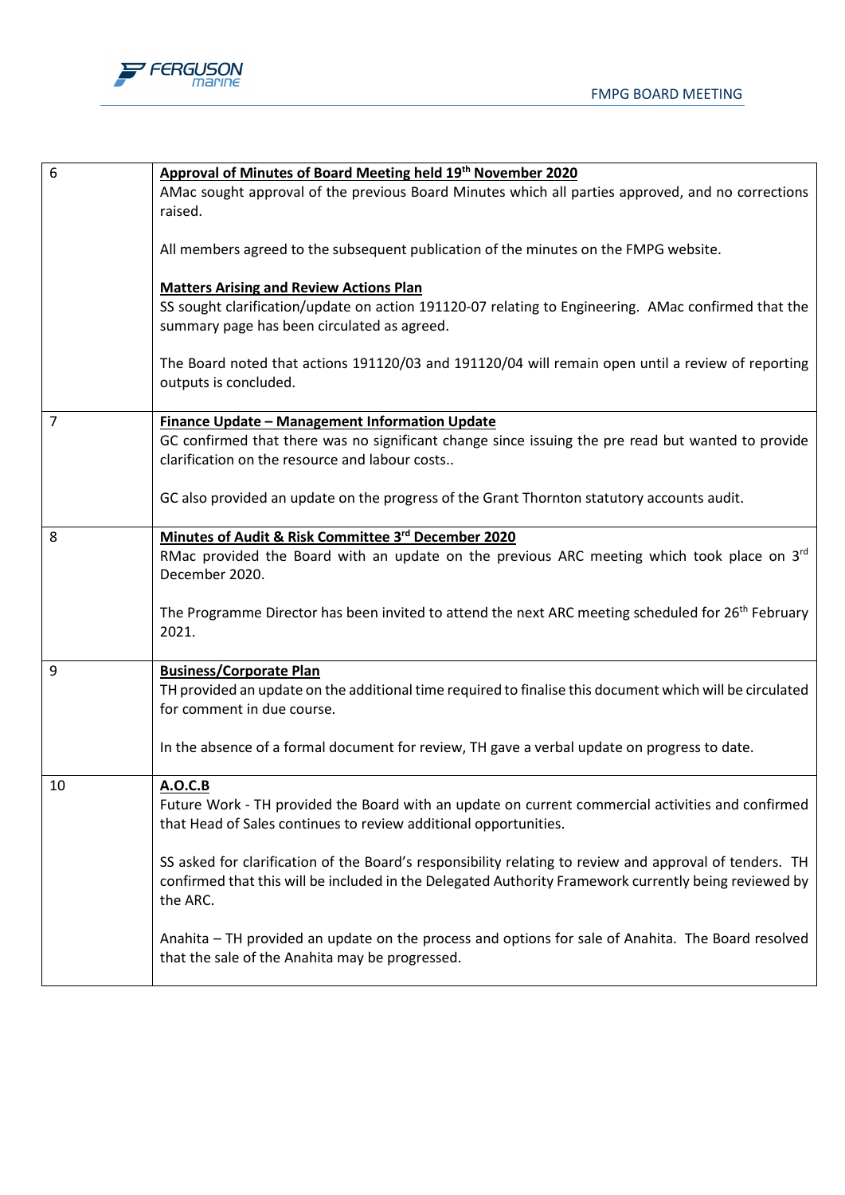| | |
|---|---|
| 6 | **Approval of Minutes of Board Meeting held 19th November 2020**<br>AMac sought approval of the previous Board Minutes which all parties approved, and no corrections raised.<br><br>All members agreed to the subsequent publication of the minutes on the FMPG website.<br><br>**Matters Arising and Review Actions Plan**<br>SS sought clarification/update on action 191120-07 relating to Engineering. AMac confirmed that the summary page has been circulated as agreed.<br><br>The Board noted that actions 191120/03 and 191120/04 will remain open until a review of reporting outputs is concluded. |
| 7 | **Finance Update – Management Information Update**<br>GC confirmed that there was no significant change since issuing the pre read but wanted to provide clarification on the resource and labour costs..<br><br>GC also provided an update on the progress of the Grant Thornton statutory accounts audit. |
| 8 | **Minutes of Audit & Risk Committee 3rd December 2020**<br>RMac provided the Board with an update on the previous ARC meeting which took place on 3rd December 2020.<br><br>The Programme Director has been invited to attend the next ARC meeting scheduled for 26th February 2021. |
| 9 | **Business/Corporate Plan**<br>TH provided an update on the additional time required to finalise this document which will be circulated for comment in due course.<br><br>In the absence of a formal document for review, TH gave a verbal update on progress to date. |
| 10 | **A.O.C.B**<br>Future Work - TH provided the Board with an update on current commercial activities and confirmed that Head of Sales continues to review additional opportunities.<br><br>SS asked for clarification of the Board's responsibility relating to review and approval of tenders. TH confirmed that this will be included in the Delegated Authority Framework currently being reviewed by the ARC.<br><br>Anahita – TH provided an update on the process and options for sale of Anahita. The Board resolved that the sale of the Anahita may be progressed. |